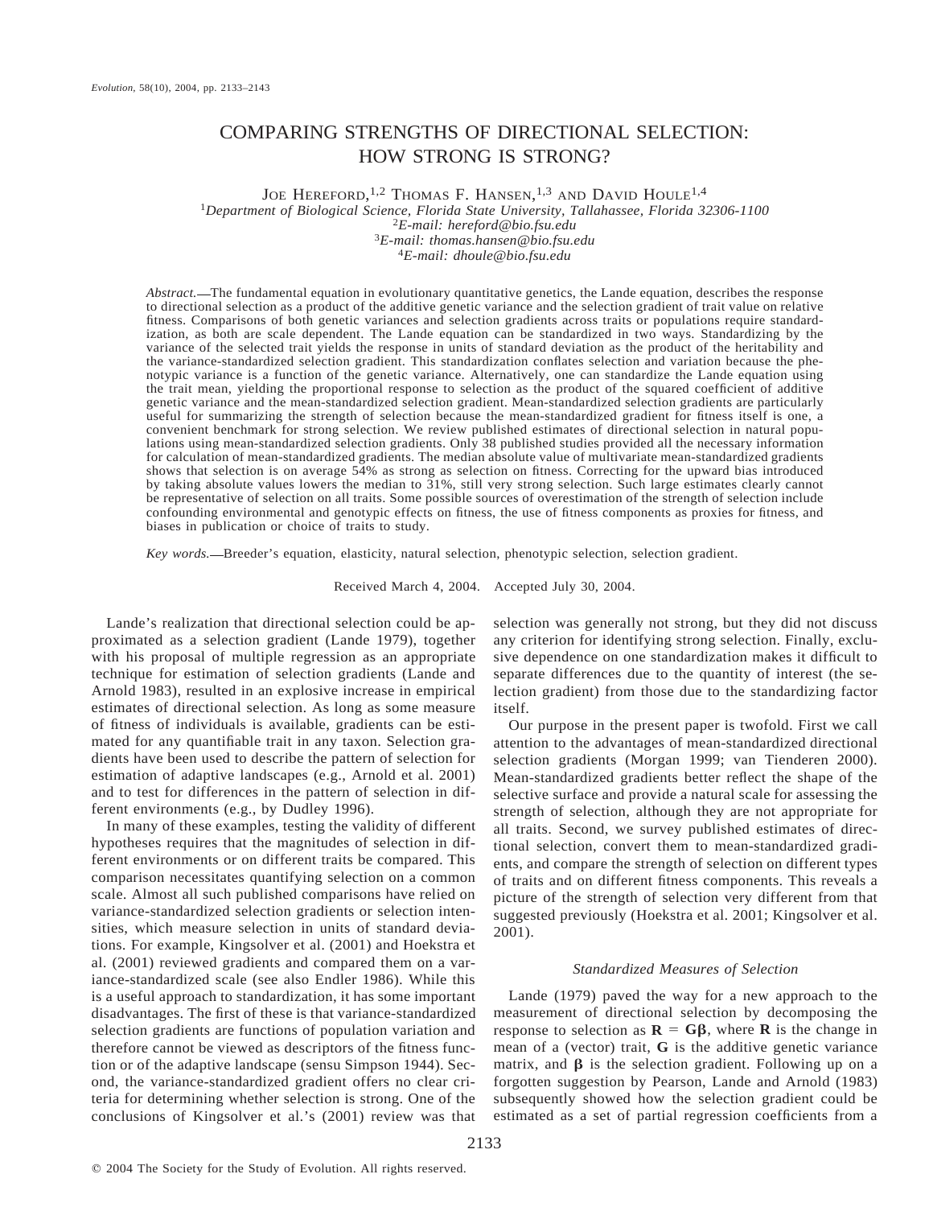# COMPARING STRENGTHS OF DIRECTIONAL SELECTION: HOW STRONG IS STRONG?

JOE HEREFORD,[1,2] THOMAS F. HANSEN,[1,3] AND DAVID HOULE[1,4]

[1]*Department of Biological Science, Florida State University, Tallahassee, Florida 32306-1100*
[2]*E-mail: hereford@bio.fsu.edu*
[3]*E-mail: thomas.hansen@bio.fsu.edu*
[4]*E-mail: dhoule@bio.fsu.edu*

*Abstract.*—The fundamental equation in evolutionary quantitative genetics, the Lande equation, describes the response to directional selection as a product of the additive genetic variance and the selection gradient of trait value on relative fitness. Comparisons of both genetic variances and selection gradients across traits or populations require standardization, as both are scale dependent. The Lande equation can be standardized in two ways. Standardizing by the variance of the selected trait yields the response in units of standard deviation as the product of the heritability and the variance-standardized selection gradient. This standardization conflates selection and variation because the phenotypic variance is a function of the genetic variance. Alternatively, one can standardize the Lande equation using the trait mean, yielding the proportional response to selection as the product of the squared coefficient of additive genetic variance and the mean-standardized selection gradient. Mean-standardized selection gradients are particularly useful for summarizing the strength of selection because the mean-standardized gradient for fitness itself is one, a convenient benchmark for strong selection. We review published estimates of directional selection in natural populations using mean-standardized selection gradients. Only 38 published studies provided all the necessary information for calculation of mean-standardized gradients. The median absolute value of multivariate mean-standardized gradients shows that selection is on average 54% as strong as selection on fitness. Correcting for the upward bias introduced by taking absolute values lowers the median to 31%, still very strong selection. Such large estimates clearly cannot be representative of selection on all traits. Some possible sources of overestimation of the strength of selection include confounding environmental and genotypic effects on fitness, the use of fitness components as proxies for fitness, and biases in publication or choice of traits to study.

*Key words.*—Breeder's equation, elasticity, natural selection, phenotypic selection, selection gradient.

Received March 4, 2004. Accepted July 30, 2004.

Lande's realization that directional selection could be approximated as a selection gradient (Lande 1979), together with his proposal of multiple regression as an appropriate technique for estimation of selection gradients (Lande and Arnold 1983), resulted in an explosive increase in empirical estimates of directional selection. As long as some measure of fitness of individuals is available, gradients can be estimated for any quantifiable trait in any taxon. Selection gradients have been used to describe the pattern of selection for estimation of adaptive landscapes (e.g., Arnold et al. 2001) and to test for differences in the pattern of selection in different environments (e.g., by Dudley 1996).

In many of these examples, testing the validity of different hypotheses requires that the magnitudes of selection in different environments or on different traits be compared. This comparison necessitates quantifying selection on a common scale. Almost all such published comparisons have relied on variance-standardized selection gradients or selection intensities, which measure selection in units of standard deviations. For example, Kingsolver et al. (2001) and Hoekstra et al. (2001) reviewed gradients and compared them on a variance-standardized scale (see also Endler 1986). While this is a useful approach to standardization, it has some important disadvantages. The first of these is that variance-standardized selection gradients are functions of population variation and therefore cannot be viewed as descriptors of the fitness function or of the adaptive landscape (sensu Simpson 1944). Second, the variance-standardized gradient offers no clear criteria for determining whether selection is strong. One of the conclusions of Kingsolver et al.'s (2001) review was that selection was generally not strong, but they did not discuss any criterion for identifying strong selection. Finally, exclusive dependence on one standardization makes it difficult to separate differences due to the quantity of interest (the selection gradient) from those due to the standardizing factor itself.

Our purpose in the present paper is twofold. First we call attention to the advantages of mean-standardized directional selection gradients (Morgan 1999; van Tienderen 2000). Mean-standardized gradients better reflect the shape of the selective surface and provide a natural scale for assessing the strength of selection, although they are not appropriate for all traits. Second, we survey published estimates of directional selection, convert them to mean-standardized gradients, and compare the strength of selection on different types of traits and on different fitness components. This reveals a picture of the strength of selection very different from that suggested previously (Hoekstra et al. 2001; Kingsolver et al. 2001).

## *Standardized Measures of Selection*

Lande (1979) paved the way for a new approach to the measurement of directional selection by decomposing the response to selection as $\mathbf{R} = \mathbf{G}\boldsymbol{\beta}$, where $\mathbf{R}$ is the change in mean of a (vector) trait, $\mathbf{G}$ is the additive genetic variance matrix, and $\boldsymbol{\beta}$ is the selection gradient. Following up on a forgotten suggestion by Pearson, Lande and Arnold (1983) subsequently showed how the selection gradient could be estimated as a set of partial regression coefficients from a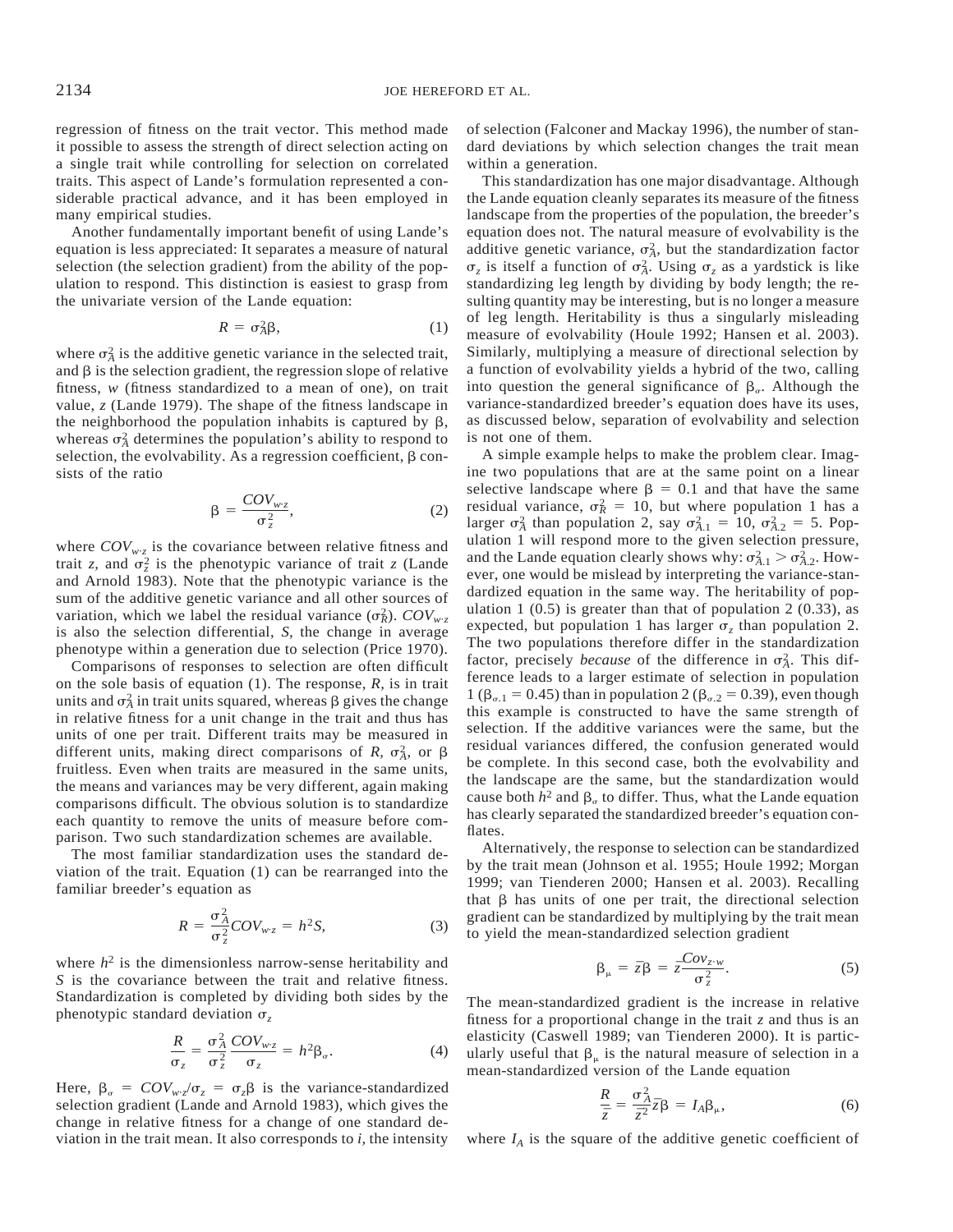regression of fitness on the trait vector. This method made it possible to assess the strength of direct selection acting on a single trait while controlling for selection on correlated traits. This aspect of Lande's formulation represented a considerable practical advance, and it has been employed in many empirical studies.

Another fundamentally important benefit of using Lande's equation is less appreciated: It separates a measure of natural selection (the selection gradient) from the ability of the population to respond. This distinction is easiest to grasp from the univariate version of the Lande equation:

$$R = \sigma_A^2 \beta, \tag{1}$$

where $\sigma_A^2$ is the additive genetic variance in the selected trait, and $\beta$ is the selection gradient, the regression slope of relative fitness, $w$ (fitness standardized to a mean of one), on trait value, $z$ (Lande 1979). The shape of the fitness landscape in the neighborhood the population inhabits is captured by $\beta$, whereas $\sigma_A^2$ determines the population's ability to respond to selection, the evolvability. As a regression coefficient, $\beta$ consists of the ratio

$$\beta = \frac{COV_{w \cdot z}}{\sigma_z^2}, \tag{2}$$

where $COV_{w \cdot z}$ is the covariance between relative fitness and trait $z$, and $\sigma_z^2$ is the phenotypic variance of trait $z$ (Lande and Arnold 1983). Note that the phenotypic variance is the sum of the additive genetic variance and all other sources of variation, which we label the residual variance ($\sigma_R^2$). $COV_{w \cdot z}$ is also the selection differential, $S$, the change in average phenotype within a generation due to selection (Price 1970).

Comparisons of responses to selection are often difficult on the sole basis of equation (1). The response, $R$, is in trait units and $\sigma_A^2$ in trait units squared, whereas $\beta$ gives the change in relative fitness for a unit change in the trait and thus has units of one per trait. Different traits may be measured in different units, making direct comparisons of $R$, $\sigma_A^2$, or $\beta$ fruitless. Even when traits are measured in the same units, the means and variances may be very different, again making comparisons difficult. The obvious solution is to standardize each quantity to remove the units of measure before comparison. Two such standardization schemes are available.

The most familiar standardization uses the standard deviation of the trait. Equation (1) can be rearranged into the familiar breeder's equation as

$$R = \frac{\sigma_A^2}{\sigma_z^2} COV_{w \cdot z} = h^2 S, \tag{3}$$

where $h^2$ is the dimensionless narrow-sense heritability and $S$ is the covariance between the trait and relative fitness. Standardization is completed by dividing both sides by the phenotypic standard deviation $\sigma_z$

$$\frac{R}{\sigma_z} = \frac{\sigma_A^2}{\sigma_z^2} \frac{COV_{w \cdot z}}{\sigma_z} = h^2 \beta_\sigma. \tag{4}$$

Here, $\beta_\sigma = COV_{w \cdot z}/\sigma_z = \sigma_z \beta$ is the variance-standardized selection gradient (Lande and Arnold 1983), which gives the change in relative fitness for a change of one standard deviation in the trait mean. It also corresponds to $i$, the intensity of selection (Falconer and Mackay 1996), the number of standard deviations by which selection changes the trait mean within a generation.

This standardization has one major disadvantage. Although the Lande equation cleanly separates its measure of the fitness landscape from the properties of the population, the breeder's equation does not. The natural measure of evolvability is the additive genetic variance, $\sigma_A^2$, but the standardization factor $\sigma_z$ is itself a function of $\sigma_A^2$. Using $\sigma_z$ as a yardstick is like standardizing leg length by dividing by body length; the resulting quantity may be interesting, but is no longer a measure of leg length. Heritability is thus a singularly misleading measure of evolvability (Houle 1992; Hansen et al. 2003). Similarly, multiplying a measure of directional selection by a function of evolvability yields a hybrid of the two, calling into question the general significance of $\beta_\sigma$. Although the variance-standardized breeder's equation does have its uses, as discussed below, separation of evolvability and selection is not one of them.

A simple example helps to make the problem clear. Imagine two populations that are at the same point on a linear selective landscape where $\beta = 0.1$ and that have the same residual variance, $\sigma_R^2 = 10$, but where population 1 has a larger $\sigma_A^2$ than population 2, say $\sigma_{A.1}^2 = 10$, $\sigma_{A.2}^2 = 5$. Population 1 will respond more to the given selection pressure, and the Lande equation clearly shows why: $\sigma_{A.1}^2 > \sigma_{A.2}^2$. However, one would be mislead by interpreting the variance-standardized equation in the same way. The heritability of population 1 (0.5) is greater than that of population 2 (0.33), as expected, but population 1 has larger $\sigma_z$ than population 2. The two populations therefore differ in the standardization factor, precisely *because* of the difference in $\sigma_A^2$. This difference leads to a larger estimate of selection in population 1 ($\beta_{\sigma.1} = 0.45$) than in population 2 ($\beta_{\sigma.2} = 0.39$), even though this example is constructed to have the same strength of selection. If the additive variances were the same, but the residual variances differed, the confusion generated would be complete. In this second case, both the evolvability and the landscape are the same, but the standardization would cause both $h^2$ and $\beta_\sigma$ to differ. Thus, what the Lande equation has clearly separated the standardized breeder's equation conflates.

Alternatively, the response to selection can be standardized by the trait mean (Johnson et al. 1955; Houle 1992; Morgan 1999; van Tienderen 2000; Hansen et al. 2003). Recalling that $\beta$ has units of one per trait, the directional selection gradient can be standardized by multiplying by the trait mean to yield the mean-standardized selection gradient

$$\beta_\mu = \bar{z}\beta = \bar{z}\frac{Cov_{z \cdot w}}{\sigma_z^2}. \tag{5}$$

The mean-standardized gradient is the increase in relative fitness for a proportional change in the trait $z$ and thus is an elasticity (Caswell 1989; van Tienderen 2000). It is particularly useful that $\beta_\mu$ is the natural measure of selection in a mean-standardized version of the Lande equation

$$\frac{R}{\bar{z}} = \frac{\sigma_A^2}{\bar{z}^2}\bar{z}\beta = I_A \beta_\mu, \tag{6}$$

where $I_A$ is the square of the additive genetic coefficient of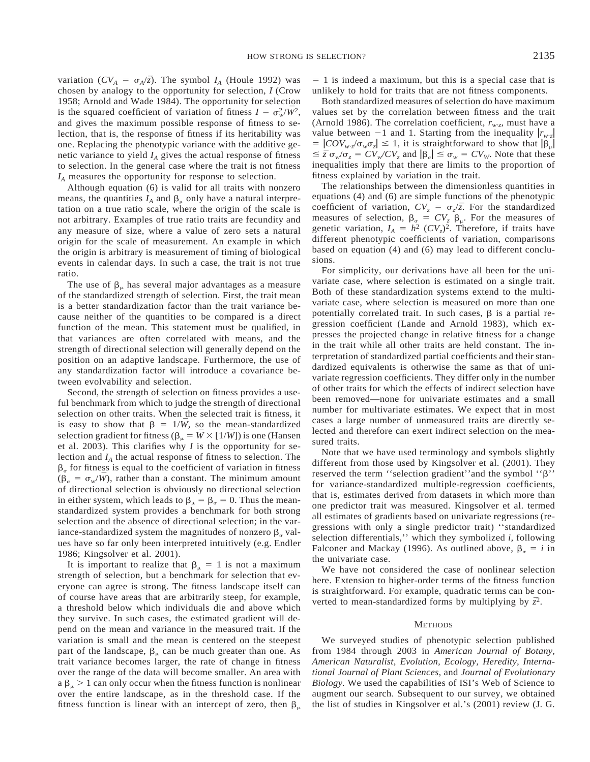variation ($CV_A = \sigma_A/\bar{z}$). The symbol $I_A$ (Houle 1992) was chosen by analogy to the opportunity for selection, $I$ (Crow 1958; Arnold and Wade 1984). The opportunity for selection is the squared coefficient of variation of fitness $I = \sigma_w^2/\bar{W}^2$, and gives the maximum possible response of fitness to selection, that is, the response of fitness if its heritability was one. Replacing the phenotypic variance with the additive genetic variance to yield $I_A$ gives the actual response of fitness to selection. In the general case where the trait is not fitness $I_A$ measures the opportunity for response to selection.

Although equation (6) is valid for all traits with nonzero means, the quantities $I_A$ and $\beta_\mu$ only have a natural interpretation on a true ratio scale, where the origin of the scale is not arbitrary. Examples of true ratio traits are fecundity and any measure of size, where a value of zero sets a natural origin for the scale of measurement. An example in which the origin is arbitrary is measurement of timing of biological events in calendar days. In such a case, the trait is not true ratio.

The use of $\beta_\mu$ has several major advantages as a measure of the standardized strength of selection. First, the trait mean is a better standardization factor than the trait variance because neither of the quantities to be compared is a direct function of the mean. This statement must be qualified, in that variances are often correlated with means, and the strength of directional selection will generally depend on the position on an adaptive landscape. Furthermore, the use of any standardization factor will introduce a covariance between evolvability and selection.

Second, the strength of selection on fitness provides a useful benchmark from which to judge the strength of directional selection on other traits. When the selected trait is fitness, it is easy to show that $\beta = 1/\bar{W}$, so the mean-standardized selection gradient for fitness ($\beta_\mu = \bar{W} \times [1/\bar{W}]$) is one (Hansen et al. 2003). This clarifies why $I$ is the opportunity for selection and $I_A$ the actual response of fitness to selection. The $\beta_\sigma$ for fitness is equal to the coefficient of variation in fitness ($\beta_\sigma = \sigma_w/\bar{W}$), rather than a constant. The minimum amount of directional selection is obviously no directional selection in either system, which leads to $\beta_\mu = \beta_\sigma = 0$. Thus the mean-standardized system provides a benchmark for both strong selection and the absence of directional selection; in the variance-standardized system the magnitudes of nonzero $\beta_\sigma$ values have so far only been interpreted intuitively (e.g. Endler 1986; Kingsolver et al. 2001).

It is important to realize that $\beta_\mu = 1$ is not a maximum strength of selection, but a benchmark for selection that everyone can agree is strong. The fitness landscape itself can of course have areas that are arbitrarily steep, for example, a threshold below which individuals die and above which they survive. In such cases, the estimated gradient will depend on the mean and variance in the measured trait. If the variation is small and the mean is centered on the steepest part of the landscape, $\beta_\mu$ can be much greater than one. As trait variance becomes larger, the rate of change in fitness over the range of the data will become smaller. An area with a $\beta_\mu > 1$ can only occur when the fitness function is nonlinear over the entire landscape, as in the threshold case. If the fitness function is linear with an intercept of zero, then $\beta_\mu = 1$ is indeed a maximum, but this is a special case that is unlikely to hold for traits that are not fitness components.

Both standardized measures of selection do have maximum values set by the correlation between fitness and the trait (Arnold 1986). The correlation coefficient, $r_{w \cdot z}$, must have a value between $-1$ and 1. Starting from the inequality $|r_{w \cdot z}| = |COV_{w \cdot z}/\sigma_w\sigma_z| \leq 1$, it is straightforward to show that $|\beta_\mu| \leq \bar{z}\,\sigma_w/\sigma_z = CV_w/CV_z$ and $|\beta_\sigma| \leq \sigma_w = CV_W$. Note that these inequalities imply that there are limits to the proportion of fitness explained by variation in the trait.

The relationships between the dimensionless quantities in equations (4) and (6) are simple functions of the phenotypic coefficient of variation, $CV_z = \sigma_z/\bar{z}$. For the standardized measures of selection, $\beta_\sigma = CV_z\,\beta_\mu$. For the measures of genetic variation, $I_A = h^2\,(CV_z)^2$. Therefore, if traits have different phenotypic coefficients of variation, comparisons based on equation (4) and (6) may lead to different conclusions.

For simplicity, our derivations have all been for the univariate case, where selection is estimated on a single trait. Both of these standardization systems extend to the multivariate case, where selection is measured on more than one potentially correlated trait. In such cases, $\beta$ is a partial regression coefficient (Lande and Arnold 1983), which expresses the projected change in relative fitness for a change in the trait while all other traits are held constant. The interpretation of standardized partial coefficients and their standardized equivalents is otherwise the same as that of univariate regression coefficients. They differ only in the number of other traits for which the effects of indirect selection have been removed—none for univariate estimates and a small number for multivariate estimates. We expect that in most cases a large number of unmeasured traits are directly selected and therefore can exert indirect selection on the measured traits.

Note that we have used terminology and symbols slightly different from those used by Kingsolver et al. (2001). They reserved the term ''selection gradient''and the symbol ''β'' for variance-standardized multiple-regression coefficients, that is, estimates derived from datasets in which more than one predictor trait was measured. Kingsolver et al. termed all estimates of gradients based on univariate regressions (regressions with only a single predictor trait) ''standardized selection differentials,'' which they symbolized $i$, following Falconer and Mackay (1996). As outlined above, $\beta_\sigma = i$ in the univariate case.

We have not considered the case of nonlinear selection here. Extension to higher-order terms of the fitness function is straightforward. For example, quadratic terms can be converted to mean-standardized forms by multiplying by $\bar{z}^2$.

## Methods

We surveyed studies of phenotypic selection published from 1984 through 2003 in *American Journal of Botany, American Naturalist, Evolution, Ecology, Heredity, International Journal of Plant Sciences,* and *Journal of Evolutionary Biology.* We used the capabilities of ISI's Web of Science to augment our search. Subsequent to our survey, we obtained the list of studies in Kingsolver et al.'s (2001) review (J. G.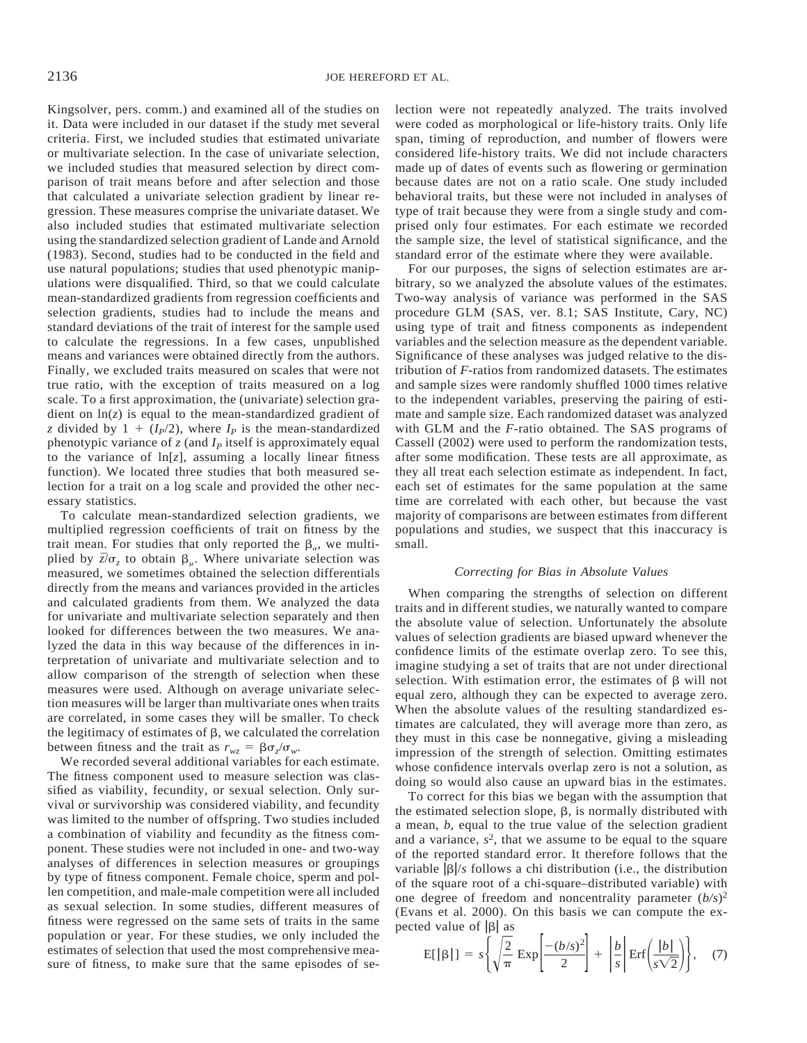Kingsolver, pers. comm.) and examined all of the studies on it. Data were included in our dataset if the study met several criteria. First, we included studies that estimated univariate or multivariate selection. In the case of univariate selection, we included studies that measured selection by direct comparison of trait means before and after selection and those that calculated a univariate selection gradient by linear regression. These measures comprise the univariate dataset. We also included studies that estimated multivariate selection using the standardized selection gradient of Lande and Arnold (1983). Second, studies had to be conducted in the field and use natural populations; studies that used phenotypic manipulations were disqualified. Third, so that we could calculate mean-standardized gradients from regression coefficients and selection gradients, studies had to include the means and standard deviations of the trait of interest for the sample used to calculate the regressions. In a few cases, unpublished means and variances were obtained directly from the authors. Finally, we excluded traits measured on scales that were not true ratio, with the exception of traits measured on a log scale. To a first approximation, the (univariate) selection gradient on $\ln(z)$ is equal to the mean-standardized gradient of $z$ divided by $1 + (I_P/2)$, where $I_P$ is the mean-standardized phenotypic variance of $z$ (and $I_P$ itself is approximately equal to the variance of $\ln[z]$, assuming a locally linear fitness function). We located three studies that both measured selection for a trait on a log scale and provided the other necessary statistics.

To calculate mean-standardized selection gradients, we multiplied regression coefficients of trait on fitness by the trait mean. For studies that only reported the $\beta_\sigma$, we multiplied by $\bar{z}/\sigma_z$ to obtain $\beta_\mu$. Where univariate selection was measured, we sometimes obtained the selection differentials directly from the means and variances provided in the articles and calculated gradients from them. We analyzed the data for univariate and multivariate selection separately and then looked for differences between the two measures. We analyzed the data in this way because of the differences in interpretation of univariate and multivariate selection and to allow comparison of the strength of selection when these measures were used. Although on average univariate selection measures will be larger than multivariate ones when traits are correlated, in some cases they will be smaller. To check the legitimacy of estimates of $\beta$, we calculated the correlation between fitness and the trait as $r_{wz} = \beta\sigma_z/\sigma_w$.

We recorded several additional variables for each estimate. The fitness component used to measure selection was classified as viability, fecundity, or sexual selection. Only survival or survivorship was considered viability, and fecundity was limited to the number of offspring. Two studies included a combination of viability and fecundity as the fitness component. These studies were not included in one- and two-way analyses of differences in selection measures or groupings by type of fitness component. Female choice, sperm and pollen competition, and male-male competition were all included as sexual selection. In some studies, different measures of fitness were regressed on the same sets of traits in the same population or year. For these studies, we only included the estimates of selection that used the most comprehensive measure of fitness, to make sure that the same episodes of selection were not repeatedly analyzed. The traits involved were coded as morphological or life-history traits. Only life span, timing of reproduction, and number of flowers were considered life-history traits. We did not include characters made up of dates of events such as flowering or germination because dates are not on a ratio scale. One study included behavioral traits, but these were not included in analyses of type of trait because they were from a single study and comprised only four estimates. For each estimate we recorded the sample size, the level of statistical significance, and the standard error of the estimate where they were available.

For our purposes, the signs of selection estimates are arbitrary, so we analyzed the absolute values of the estimates. Two-way analysis of variance was performed in the SAS procedure GLM (SAS, ver. 8.1; SAS Institute, Cary, NC) using type of trait and fitness components as independent variables and the selection measure as the dependent variable. Significance of these analyses was judged relative to the distribution of $F$-ratios from randomized datasets. The estimates and sample sizes were randomly shuffled 1000 times relative to the independent variables, preserving the pairing of estimate and sample size. Each randomized dataset was analyzed with GLM and the $F$-ratio obtained. The SAS programs of Cassell (2002) were used to perform the randomization tests, after some modification. These tests are all approximate, as they all treat each selection estimate as independent. In fact, each set of estimates for the same population at the same time are correlated with each other, but because the vast majority of comparisons are between estimates from different populations and studies, we suspect that this inaccuracy is small.

### *Correcting for Bias in Absolute Values*

When comparing the strengths of selection on different traits and in different studies, we naturally wanted to compare the absolute value of selection. Unfortunately the absolute values of selection gradients are biased upward whenever the confidence limits of the estimate overlap zero. To see this, imagine studying a set of traits that are not under directional selection. With estimation error, the estimates of $\beta$ will not equal zero, although they can be expected to average zero. When the absolute values of the resulting standardized estimates are calculated, they will average more than zero, as they must in this case be nonnegative, giving a misleading impression of the strength of selection. Omitting estimates whose confidence intervals overlap zero is not a solution, as doing so would also cause an upward bias in the estimates.

To correct for this bias we began with the assumption that the estimated selection slope, $\beta$, is normally distributed with a mean, $b$, equal to the true value of the selection gradient and a variance, $s^2$, that we assume to be equal to the square of the reported standard error. It therefore follows that the variable $|\beta|/s$ follows a chi distribution (i.e., the distribution of the square root of a chi-square–distributed variable) with one degree of freedom and noncentrality parameter $(b/s)^2$ (Evans et al. 2000). On this basis we can compute the expected value of $|\beta|$ as

$$\mathrm{E}[|\beta|] = s\left\{\sqrt{\frac{2}{\pi}}\ \mathrm{Exp}\left[\frac{-(b/s)^2}{2}\right] + \left|\frac{b}{s}\right| \mathrm{Erf}\left(\frac{|b|}{s\sqrt{2}}\right)\right\}, \quad (7)$$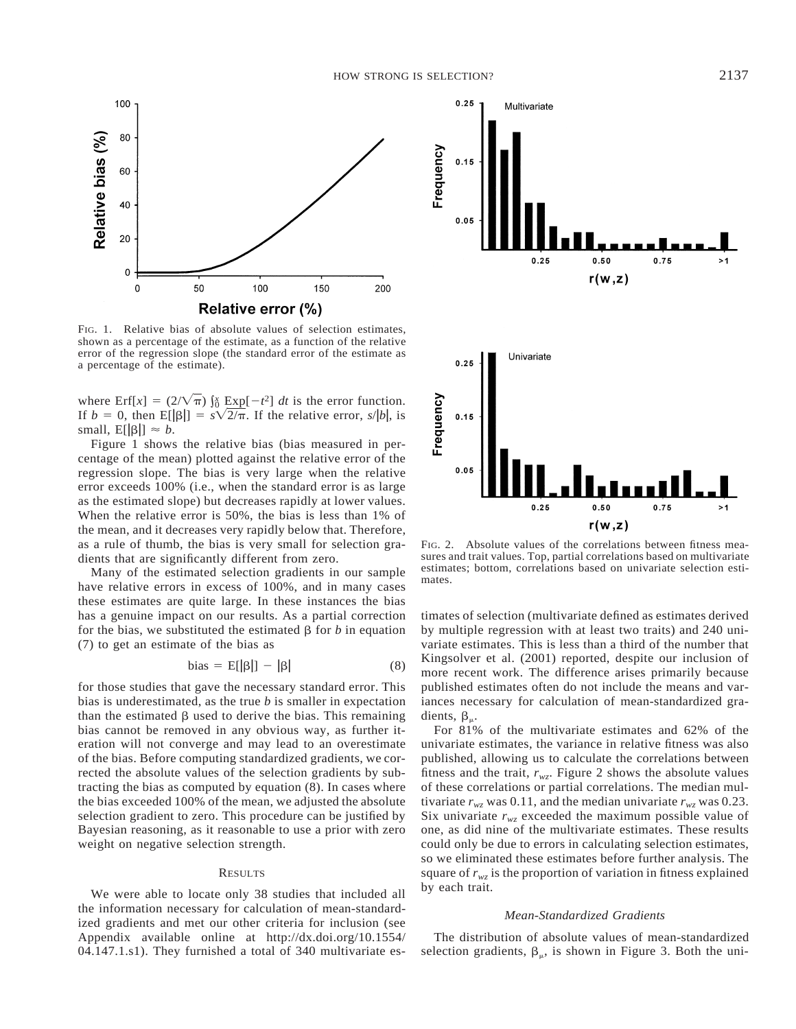FIG. 1. Relative bias of absolute values of selection estimates, shown as a percentage of the estimate, as a function of the relative error of the regression slope (the standard error of the estimate as a percentage of the estimate).

where $\text{Erf}[x] = (2/\sqrt{\pi}) \int_0^x \text{Exp}[-t^2]\, dt$ is the error function. If $b = 0$, then $E[|\beta|] = s\sqrt{2/\pi}$. If the relative error, $s/|b|$, is small, $E[|\beta|] \approx b$.

Figure 1 shows the relative bias (bias measured in percentage of the mean) plotted against the relative error of the regression slope. The bias is very large when the relative error exceeds 100% (i.e., when the standard error is as large as the estimated slope) but decreases rapidly at lower values. When the relative error is 50%, the bias is less than 1% of the mean, and it decreases very rapidly below that. Therefore, as a rule of thumb, the bias is very small for selection gradients that are significantly different from zero.

Many of the estimated selection gradients in our sample have relative errors in excess of 100%, and in many cases these estimates are quite large. In these instances the bias has a genuine impact on our results. As a partial correction for the bias, we substituted the estimated $\beta$ for $b$ in equation (7) to get an estimate of the bias as

$$\text{bias} = E[|\beta|] - |\beta| \tag{8}$$

for those studies that gave the necessary standard error. This bias is underestimated, as the true $b$ is smaller in expectation than the estimated $\beta$ used to derive the bias. This remaining bias cannot be removed in any obvious way, as further iteration will not converge and may lead to an overestimate of the bias. Before computing standardized gradients, we corrected the absolute values of the selection gradients by subtracting the bias as computed by equation (8). In cases where the bias exceeded 100% of the mean, we adjusted the absolute selection gradient to zero. This procedure can be justified by Bayesian reasoning, as it reasonable to use a prior with zero weight on negative selection strength.

## RESULTS

We were able to locate only 38 studies that included all the information necessary for calculation of mean-standardized gradients and met our other criteria for inclusion (see Appendix available online at http://dx.doi.org/10.1554/04.147.1.s1). They furnished a total of 340 multivariate estimates of selection (multivariate defined as estimates derived by multiple regression with at least two traits) and 240 univariate estimates. This is less than a third of the number that Kingsolver et al. (2001) reported, despite our inclusion of more recent work. The difference arises primarily because published estimates often do not include the means and variances necessary for calculation of mean-standardized gradients, $\beta_\mu$.

FIG. 2. Absolute values of the correlations between fitness measures and trait values. Top, partial correlations based on multivariate estimates; bottom, correlations based on univariate selection estimates.

For 81% of the multivariate estimates and 62% of the univariate estimates, the variance in relative fitness was also published, allowing us to calculate the correlations between fitness and the trait, $r_{wz}$. Figure 2 shows the absolute values of these correlations or partial correlations. The median multivariate $r_{wz}$ was 0.11, and the median univariate $r_{wz}$ was 0.23. Six univariate $r_{wz}$ exceeded the maximum possible value of one, as did nine of the multivariate estimates. These results could only be due to errors in calculating selection estimates, so we eliminated these estimates before further analysis. The square of $r_{wz}$ is the proportion of variation in fitness explained by each trait.

### *Mean-Standardized Gradients*

The distribution of absolute values of mean-standardized selection gradients, $\beta_\mu$, is shown in Figure 3. Both the uni-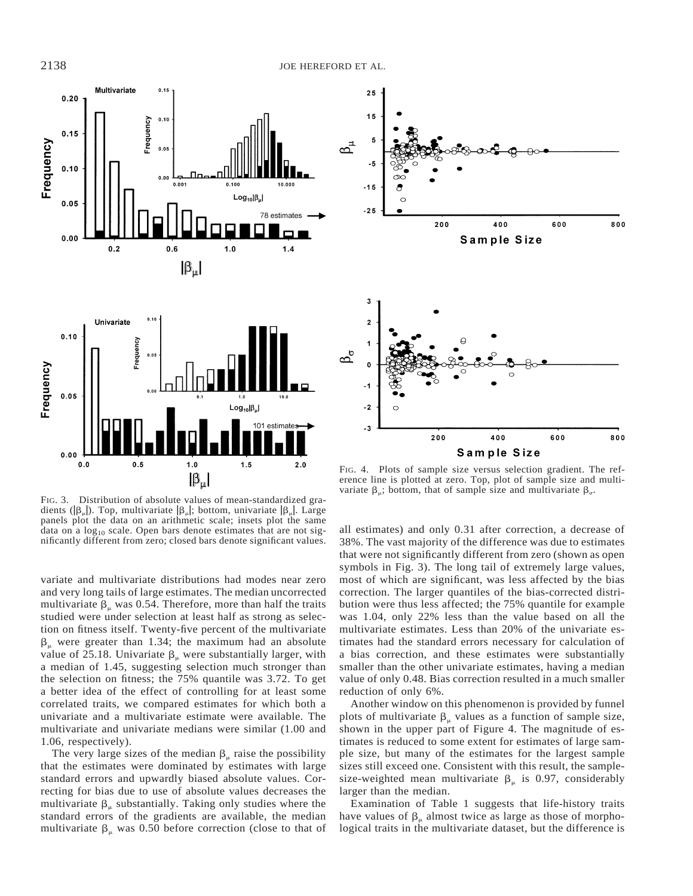FIG. 3. Distribution of absolute values of mean-standardized gradients ($|\beta_\mu|$). Top, multivariate $|\beta_\mu|$; bottom, univariate $|\beta_\mu|$. Large panels plot the data on an arithmetic scale; insets plot the same data on a $\log_{10}$ scale. Open bars denote estimates that are not significantly different from zero; closed bars denote significant values.

FIG. 4. Plots of sample size versus selection gradient. The reference line is plotted at zero. Top, plot of sample size and multivariate $\beta_\mu$; bottom, that of sample size and multivariate $\beta_\sigma$.

variate and multivariate distributions had modes near zero and very long tails of large estimates. The median uncorrected multivariate $\beta_\mu$ was 0.54. Therefore, more than half the traits studied were under selection at least half as strong as selection on fitness itself. Twenty-five percent of the multivariate $\beta_\mu$ were greater than 1.34; the maximum had an absolute value of 25.18. Univariate $\beta_\mu$ were substantially larger, with a median of 1.45, suggesting selection much stronger than the selection on fitness; the 75% quantile was 3.72. To get a better idea of the effect of controlling for at least some correlated traits, we compared estimates for which both a univariate and a multivariate estimate were available. The multivariate and univariate medians were similar (1.00 and 1.06, respectively).

The very large sizes of the median $\beta_\mu$ raise the possibility that the estimates were dominated by estimates with large standard errors and upwardly biased absolute values. Correcting for bias due to use of absolute values decreases the multivariate $\beta_\mu$ substantially. Taking only studies where the standard errors of the gradients are available, the median multivariate $\beta_\mu$ was 0.50 before correction (close to that of all estimates) and only 0.31 after correction, a decrease of 38%. The vast majority of the difference was due to estimates that were not significantly different from zero (shown as open symbols in Fig. 3). The long tail of extremely large values, most of which are significant, was less affected by the bias correction. The larger quantiles of the bias-corrected distribution were thus less affected; the 75% quantile for example was 1.04, only 22% less than the value based on all the multivariate estimates. Less than 20% of the univariate estimates had the standard errors necessary for calculation of a bias correction, and these estimates were substantially smaller than the other univariate estimates, having a median value of only 0.48. Bias correction resulted in a much smaller reduction of only 6%.

Another window on this phenomenon is provided by funnel plots of multivariate $\beta_\mu$ values as a function of sample size, shown in the upper part of Figure 4. The magnitude of estimates is reduced to some extent for estimates of large sample size, but many of the estimates for the largest sample sizes still exceed one. Consistent with this result, the sample-size-weighted mean multivariate $\beta_\mu$ is 0.97, considerably larger than the median.

Examination of Table 1 suggests that life-history traits have values of $\beta_\mu$ almost twice as large as those of morphological traits in the multivariate dataset, but the difference is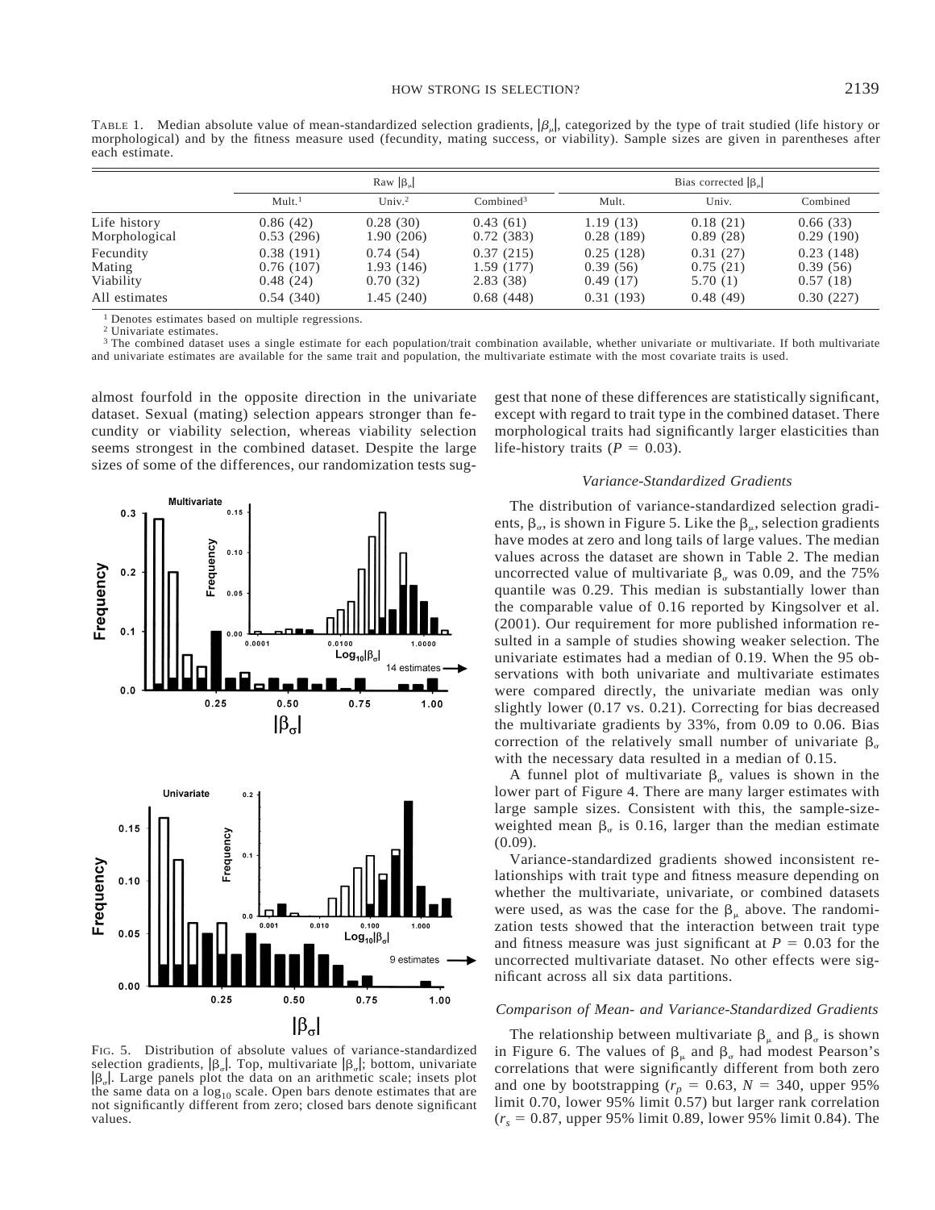TABLE 1. Median absolute value of mean-standardized selection gradients, $|\beta_\mu|$, categorized by the type of trait studied (life history or morphological) and by the fitness measure used (fecundity, mating success, or viability). Sample sizes are given in parentheses after each estimate.

| | Raw $|\beta_\mu|$ | | | Bias corrected $|\beta_\mu|$ | | |
|---|---|---|---|---|---|---|
| | Mult.[1] | Univ.[2] | Combined[3] | Mult. | Univ. | Combined |
| Life history | 0.86 (42) | 0.28 (30) | 0.43 (61) | 1.19 (13) | 0.18 (21) | 0.66 (33) |
| Morphological | 0.53 (296) | 1.90 (206) | 0.72 (383) | 0.28 (189) | 0.89 (28) | 0.29 (190) |
| Fecundity | 0.38 (191) | 0.74 (54) | 0.37 (215) | 0.25 (128) | 0.31 (27) | 0.23 (148) |
| Mating | 0.76 (107) | 1.93 (146) | 1.59 (177) | 0.39 (56) | 0.75 (21) | 0.39 (56) |
| Viability | 0.48 (24) | 0.70 (32) | 2.83 (38) | 0.49 (17) | 5.70 (1) | 0.57 (18) |
| All estimates | 0.54 (340) | 1.45 (240) | 0.68 (448) | 0.31 (193) | 0.48 (49) | 0.30 (227) |

[1] Denotes estimates based on multiple regressions.
[2] Univariate estimates.
[3] The combined dataset uses a single estimate for each population/trait combination available, whether univariate or multivariate. If both multivariate and univariate estimates are available for the same trait and population, the multivariate estimate with the most covariate traits is used.

almost fourfold in the opposite direction in the univariate dataset. Sexual (mating) selection appears stronger than fecundity or viability selection, whereas viability selection seems strongest in the combined dataset. Despite the large sizes of some of the differences, our randomization tests suggest that none of these differences are statistically significant, except with regard to trait type in the combined dataset. There morphological traits had significantly larger elasticities than life-history traits ($P = 0.03$).

FIG. 5. Distribution of absolute values of variance-standardized selection gradients, $|\beta_\sigma|$. Top, multivariate $|\beta_\sigma|$; bottom, univariate $|\beta_\sigma|$. Large panels plot the data on an arithmetic scale; insets plot the same data on a $\log_{10}$ scale. Open bars denote estimates that are not significantly different from zero; closed bars denote significant values.

### *Variance-Standardized Gradients*

The distribution of variance-standardized selection gradients, $\beta_\sigma$, is shown in Figure 5. Like the $\beta_\mu$, selection gradients have modes at zero and long tails of large values. The median values across the dataset are shown in Table 2. The median uncorrected value of multivariate $\beta_\sigma$ was 0.09, and the 75% quantile was 0.29. This median is substantially lower than the comparable value of 0.16 reported by Kingsolver et al. (2001). Our requirement for more published information resulted in a sample of studies showing weaker selection. The univariate estimates had a median of 0.19. When the 95 observations with both univariate and multivariate estimates were compared directly, the univariate median was only slightly lower (0.17 vs. 0.21). Correcting for bias decreased the multivariate gradients by 33%, from 0.09 to 0.06. Bias correction of the relatively small number of univariate $\beta_\sigma$ with the necessary data resulted in a median of 0.15.

A funnel plot of multivariate $\beta_\sigma$ values is shown in the lower part of Figure 4. There are many larger estimates with large sample sizes. Consistent with this, the sample-size-weighted mean $\beta_\sigma$ is 0.16, larger than the median estimate (0.09).

Variance-standardized gradients showed inconsistent relationships with trait type and fitness measure depending on whether the multivariate, univariate, or combined datasets were used, as was the case for the $\beta_\mu$ above. The randomization tests showed that the interaction between trait type and fitness measure was just significant at $P = 0.03$ for the uncorrected multivariate dataset. No other effects were significant across all six data partitions.

### *Comparison of Mean- and Variance-Standardized Gradients*

The relationship between multivariate $\beta_\mu$ and $\beta_\sigma$ is shown in Figure 6. The values of $\beta_\mu$ and $\beta_\sigma$ had modest Pearson's correlations that were significantly different from both zero and one by bootstrapping ($r_p = 0.63$, $N = 340$, upper 95% limit 0.70, lower 95% limit 0.57) but larger rank correlation ($r_s = 0.87$, upper 95% limit 0.89, lower 95% limit 0.84). The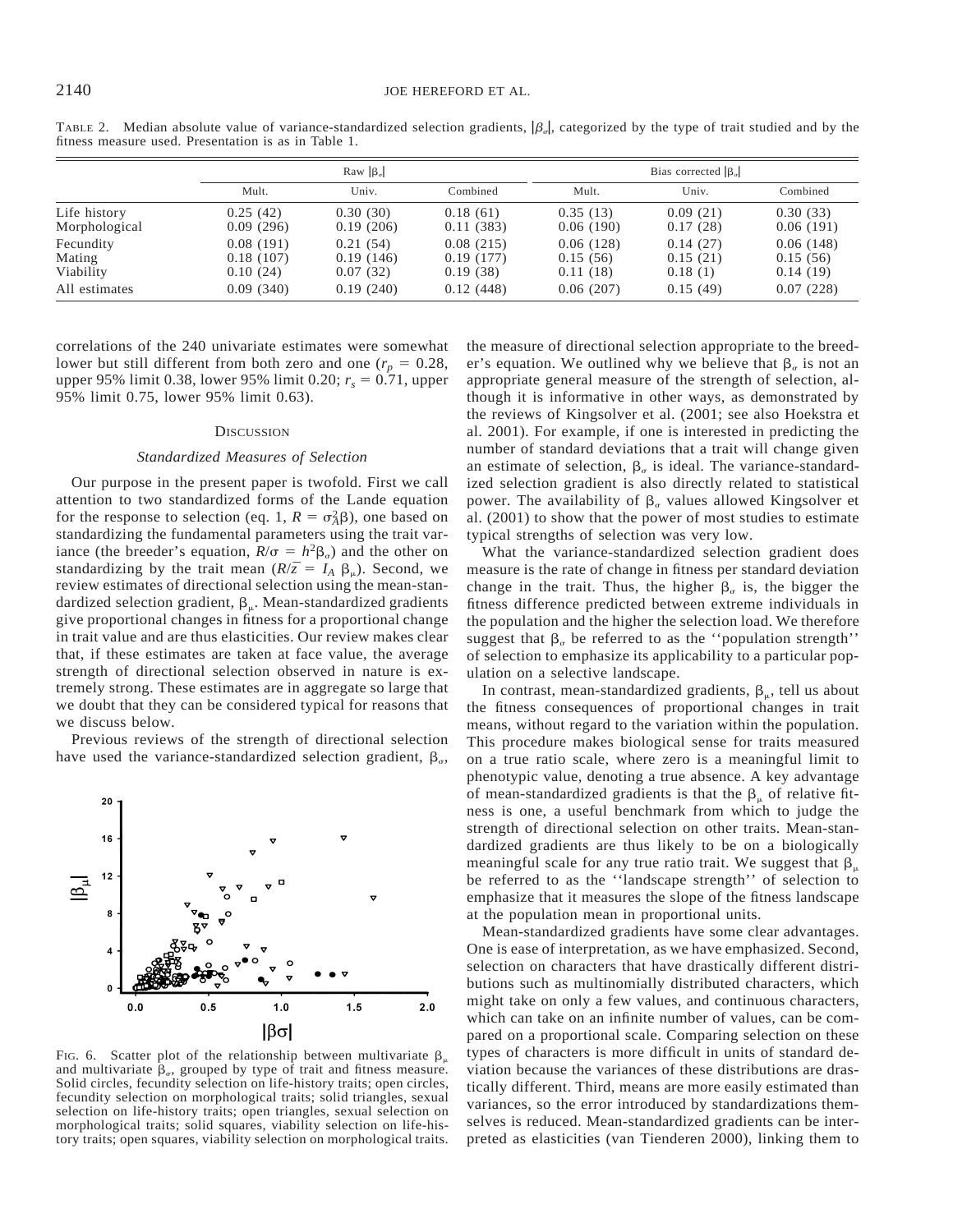TABLE 2. Median absolute value of variance-standardized selection gradients, $|\beta_\sigma|$, categorized by the type of trait studied and by the fitness measure used. Presentation is as in Table 1.

| | Raw $|\beta_\sigma|$ | | | Bias corrected $|\beta_\sigma|$ | | |
|---|---|---|---|---|---|---|
| | Mult. | Univ. | Combined | Mult. | Univ. | Combined |
| Life history | 0.25 (42) | 0.30 (30) | 0.18 (61) | 0.35 (13) | 0.09 (21) | 0.30 (33) |
| Morphological | 0.09 (296) | 0.19 (206) | 0.11 (383) | 0.06 (190) | 0.17 (28) | 0.06 (191) |
| Fecundity | 0.08 (191) | 0.21 (54) | 0.08 (215) | 0.06 (128) | 0.14 (27) | 0.06 (148) |
| Mating | 0.18 (107) | 0.19 (146) | 0.19 (177) | 0.15 (56) | 0.15 (21) | 0.15 (56) |
| Viability | 0.10 (24) | 0.07 (32) | 0.19 (38) | 0.11 (18) | 0.18 (1) | 0.14 (19) |
| All estimates | 0.09 (340) | 0.19 (240) | 0.12 (448) | 0.06 (207) | 0.15 (49) | 0.07 (228) |

correlations of the 240 univariate estimates were somewhat lower but still different from both zero and one ($r_p = 0.28$, upper 95% limit 0.38, lower 95% limit 0.20; $r_s = 0.71$, upper 95% limit 0.75, lower 95% limit 0.63).

## DISCUSSION

### *Standardized Measures of Selection*

Our purpose in the present paper is twofold. First we call attention to two standardized forms of the Lande equation for the response to selection (eq. 1, $R = \sigma_A^2\beta$), one based on standardizing the fundamental parameters using the trait variance (the breeder's equation, $R/\sigma = h^2\beta_\sigma$) and the other on standardizing by the trait mean ($R/\bar{z} = I_A\ \beta_\mu$). Second, we review estimates of directional selection using the mean-standardized selection gradient, $\beta_\mu$. Mean-standardized gradients give proportional changes in fitness for a proportional change in trait value and are thus elasticities. Our review makes clear that, if these estimates are taken at face value, the average strength of directional selection observed in nature is extremely strong. These estimates are in aggregate so large that we doubt that they can be considered typical for reasons that we discuss below.

Previous reviews of the strength of directional selection have used the variance-standardized selection gradient, $\beta_\sigma$, the measure of directional selection appropriate to the breeder's equation. We outlined why we believe that $\beta_\sigma$ is not an appropriate general measure of the strength of selection, although it is informative in other ways, as demonstrated by the reviews of Kingsolver et al. (2001; see also Hoekstra et al. 2001). For example, if one is interested in predicting the number of standard deviations that a trait will change given an estimate of selection, $\beta_\sigma$ is ideal. The variance-standardized selection gradient is also directly related to statistical power. The availability of $\beta_\sigma$ values allowed Kingsolver et al. (2001) to show that the power of most studies to estimate typical strengths of selection was very low.

FIG. 6. Scatter plot of the relationship between multivariate $\beta_\mu$ and multivariate $\beta_\sigma$, grouped by type of trait and fitness measure. Solid circles, fecundity selection on life-history traits; open circles, fecundity selection on morphological traits; solid triangles, sexual selection on life-history traits; open triangles, sexual selection on morphological traits; solid squares, viability selection on life-history traits; open squares, viability selection on morphological traits.

What the variance-standardized selection gradient does measure is the rate of change in fitness per standard deviation change in the trait. Thus, the higher $\beta_\sigma$ is, the bigger the fitness difference predicted between extreme individuals in the population and the higher the selection load. We therefore suggest that $\beta_\sigma$ be referred to as the ''population strength'' of selection to emphasize its applicability to a particular population on a selective landscape.

In contrast, mean-standardized gradients, $\beta_\mu$, tell us about the fitness consequences of proportional changes in trait means, without regard to the variation within the population. This procedure makes biological sense for traits measured on a true ratio scale, where zero is a meaningful limit to phenotypic value, denoting a true absence. A key advantage of mean-standardized gradients is that the $\beta_\mu$ of relative fitness is one, a useful benchmark from which to judge the strength of directional selection on other traits. Mean-standardized gradients are thus likely to be on a biologically meaningful scale for any true ratio trait. We suggest that $\beta_\mu$ be referred to as the ''landscape strength'' of selection to emphasize that it measures the slope of the fitness landscape at the population mean in proportional units.

Mean-standardized gradients have some clear advantages. One is ease of interpretation, as we have emphasized. Second, selection on characters that have drastically different distributions such as multinomially distributed characters, which might take on only a few values, and continuous characters, which can take on an infinite number of values, can be compared on a proportional scale. Comparing selection on these types of characters is more difficult in units of standard deviation because the variances of these distributions are drastically different. Third, means are more easily estimated than variances, so the error introduced by standardizations themselves is reduced. Mean-standardized gradients can be interpreted as elasticities (van Tienderen 2000), linking them to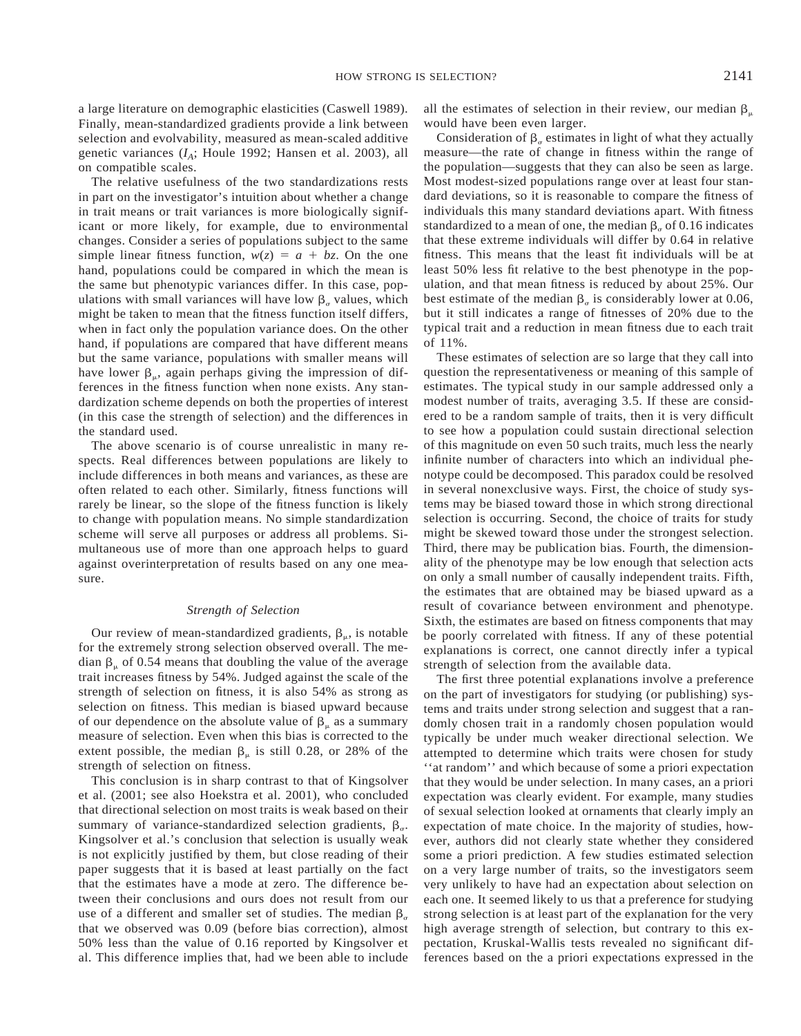a large literature on demographic elasticities (Caswell 1989). Finally, mean-standardized gradients provide a link between selection and evolvability, measured as mean-scaled additive genetic variances ($I_A$; Houle 1992; Hansen et al. 2003), all on compatible scales.

The relative usefulness of the two standardizations rests in part on the investigator's intuition about whether a change in trait means or trait variances is more biologically significant or more likely, for example, due to environmental changes. Consider a series of populations subject to the same simple linear fitness function, $w(z) = a + bz$. On the one hand, populations could be compared in which the mean is the same but phenotypic variances differ. In this case, populations with small variances will have low $\beta_\sigma$ values, which might be taken to mean that the fitness function itself differs, when in fact only the population variance does. On the other hand, if populations are compared that have different means but the same variance, populations with smaller means will have lower $\beta_\mu$, again perhaps giving the impression of differences in the fitness function when none exists. Any standardization scheme depends on both the properties of interest (in this case the strength of selection) and the differences in the standard used.

The above scenario is of course unrealistic in many respects. Real differences between populations are likely to include differences in both means and variances, as these are often related to each other. Similarly, fitness functions will rarely be linear, so the slope of the fitness function is likely to change with population means. No simple standardization scheme will serve all purposes or address all problems. Simultaneous use of more than one approach helps to guard against overinterpretation of results based on any one measure.

### *Strength of Selection*

Our review of mean-standardized gradients, $\beta_\mu$, is notable for the extremely strong selection observed overall. The median $\beta_\mu$ of 0.54 means that doubling the value of the average trait increases fitness by 54%. Judged against the scale of the strength of selection on fitness, it is also 54% as strong as selection on fitness. This median is biased upward because of our dependence on the absolute value of $\beta_\mu$ as a summary measure of selection. Even when this bias is corrected to the extent possible, the median $\beta_\mu$ is still 0.28, or 28% of the strength of selection on fitness.

This conclusion is in sharp contrast to that of Kingsolver et al. (2001; see also Hoekstra et al. 2001), who concluded that directional selection on most traits is weak based on their summary of variance-standardized selection gradients, $\beta_\sigma$. Kingsolver et al.'s conclusion that selection is usually weak is not explicitly justified by them, but close reading of their paper suggests that it is based at least partially on the fact that the estimates have a mode at zero. The difference between their conclusions and ours does not result from our use of a different and smaller set of studies. The median $\beta_\sigma$ that we observed was 0.09 (before bias correction), almost 50% less than the value of 0.16 reported by Kingsolver et al. This difference implies that, had we been able to include all the estimates of selection in their review, our median $\beta_\mu$ would have been even larger.

Consideration of $\beta_\sigma$ estimates in light of what they actually measure—the rate of change in fitness within the range of the population—suggests that they can also be seen as large. Most modest-sized populations range over at least four standard deviations, so it is reasonable to compare the fitness of individuals this many standard deviations apart. With fitness standardized to a mean of one, the median $\beta_\sigma$ of 0.16 indicates that these extreme individuals will differ by 0.64 in relative fitness. This means that the least fit individuals will be at least 50% less fit relative to the best phenotype in the population, and that mean fitness is reduced by about 25%. Our best estimate of the median $\beta_\sigma$ is considerably lower at 0.06, but it still indicates a range of fitnesses of 20% due to the typical trait and a reduction in mean fitness due to each trait of 11%.

These estimates of selection are so large that they call into question the representativeness or meaning of this sample of estimates. The typical study in our sample addressed only a modest number of traits, averaging 3.5. If these are considered to be a random sample of traits, then it is very difficult to see how a population could sustain directional selection of this magnitude on even 50 such traits, much less the nearly infinite number of characters into which an individual phenotype could be decomposed. This paradox could be resolved in several nonexclusive ways. First, the choice of study systems may be biased toward those in which strong directional selection is occurring. Second, the choice of traits for study might be skewed toward those under the strongest selection. Third, there may be publication bias. Fourth, the dimensionality of the phenotype may be low enough that selection acts on only a small number of causally independent traits. Fifth, the estimates that are obtained may be biased upward as a result of covariance between environment and phenotype. Sixth, the estimates are based on fitness components that may be poorly correlated with fitness. If any of these potential explanations is correct, one cannot directly infer a typical strength of selection from the available data.

The first three potential explanations involve a preference on the part of investigators for studying (or publishing) systems and traits under strong selection and suggest that a randomly chosen trait in a randomly chosen population would typically be under much weaker directional selection. We attempted to determine which traits were chosen for study ''at random'' and which because of some a priori expectation that they would be under selection. In many cases, an a priori expectation was clearly evident. For example, many studies of sexual selection looked at ornaments that clearly imply an expectation of mate choice. In the majority of studies, however, authors did not clearly state whether they considered some a priori prediction. A few studies estimated selection on a very large number of traits, so the investigators seem very unlikely to have had an expectation about selection on each one. It seemed likely to us that a preference for studying strong selection is at least part of the explanation for the very high average strength of selection, but contrary to this expectation, Kruskal-Wallis tests revealed no significant differences based on the a priori expectations expressed in the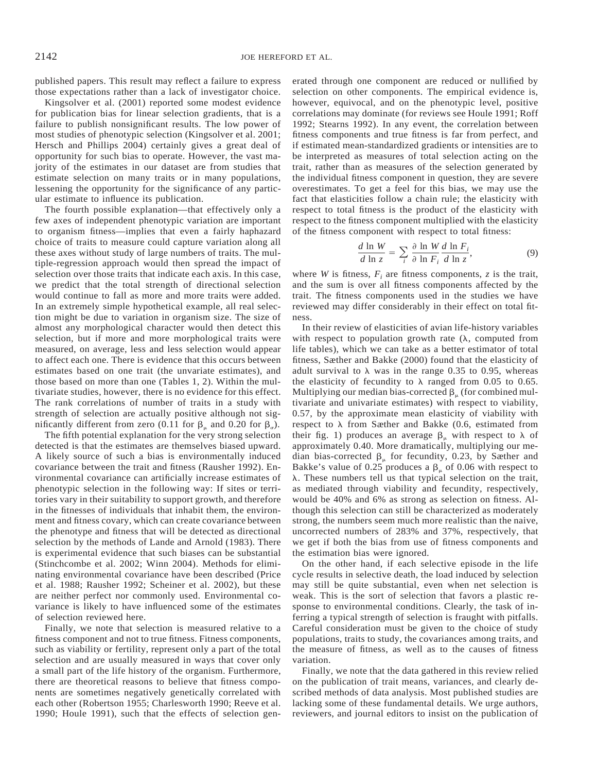published papers. This result may reflect a failure to express those expectations rather than a lack of investigator choice.

Kingsolver et al. (2001) reported some modest evidence for publication bias for linear selection gradients, that is a failure to publish nonsignificant results. The low power of most studies of phenotypic selection (Kingsolver et al. 2001; Hersch and Phillips 2004) certainly gives a great deal of opportunity for such bias to operate. However, the vast majority of the estimates in our dataset are from studies that estimate selection on many traits or in many populations, lessening the opportunity for the significance of any particular estimate to influence its publication.

The fourth possible explanation—that effectively only a few axes of independent phenotypic variation are important to organism fitness—implies that even a fairly haphazard choice of traits to measure could capture variation along all these axes without study of large numbers of traits. The multiple-regression approach would then spread the impact of selection over those traits that indicate each axis. In this case, we predict that the total strength of directional selection would continue to fall as more and more traits were added. In an extremely simple hypothetical example, all real selection might be due to variation in organism size. The size of almost any morphological character would then detect this selection, but if more and more morphological traits were measured, on average, less and less selection would appear to affect each one. There is evidence that this occurs between estimates based on one trait (the unvariate estimates), and those based on more than one (Tables 1, 2). Within the multivariate studies, however, there is no evidence for this effect. The rank correlations of number of traits in a study with strength of selection are actually positive although not significantly different from zero (0.11 for $\beta_\mu$ and 0.20 for $\beta_\sigma$).

The fifth potential explanation for the very strong selection detected is that the estimates are themselves biased upward. A likely source of such a bias is environmentally induced covariance between the trait and fitness (Rausher 1992). Environmental covariance can artificially increase estimates of phenotypic selection in the following way: If sites or territories vary in their suitability to support growth, and therefore in the fitnesses of individuals that inhabit them, the environment and fitness covary, which can create covariance between the phenotype and fitness that will be detected as directional selection by the methods of Lande and Arnold (1983). There is experimental evidence that such biases can be substantial (Stinchcombe et al. 2002; Winn 2004). Methods for eliminating environmental covariance have been described (Price et al. 1988; Rausher 1992; Scheiner et al. 2002), but these are neither perfect nor commonly used. Environmental covariance is likely to have influenced some of the estimates of selection reviewed here.

Finally, we note that selection is measured relative to a fitness component and not to true fitness. Fitness components, such as viability or fertility, represent only a part of the total selection and are usually measured in ways that cover only a small part of the life history of the organism. Furthermore, there are theoretical reasons to believe that fitness components are sometimes negatively genetically correlated with each other (Robertson 1955; Charlesworth 1990; Reeve et al. 1990; Houle 1991), such that the effects of selection generated through one component are reduced or nullified by selection on other components. The empirical evidence is, however, equivocal, and on the phenotypic level, positive correlations may dominate (for reviews see Houle 1991; Roff 1992; Stearns 1992). In any event, the correlation between fitness components and true fitness is far from perfect, and if estimated mean-standardized gradients or intensities are to be interpreted as measures of total selection acting on the trait, rather than as measures of the selection generated by the individual fitness component in question, they are severe overestimates. To get a feel for this bias, we may use the fact that elasticities follow a chain rule; the elasticity with respect to total fitness is the product of the elasticity with respect to the fitness component multiplied with the elasticity of the fitness component with respect to total fitness:

$$\frac{d \ln W}{d \ln z} = \sum_i \frac{\partial \ln W}{\partial \ln F_i} \frac{d \ln F_i}{d \ln z}, \tag{9}$$

where $W$ is fitness, $F_i$ are fitness components, $z$ is the trait, and the sum is over all fitness components affected by the trait. The fitness components used in the studies we have reviewed may differ considerably in their effect on total fitness.

In their review of elasticities of avian life-history variables with respect to population growth rate ($\lambda$, computed from life tables), which we can take as a better estimator of total fitness, Sæther and Bakke (2000) found that the elasticity of adult survival to $\lambda$ was in the range 0.35 to 0.95, whereas the elasticity of fecundity to $\lambda$ ranged from 0.05 to 0.65. Multiplying our median bias-corrected $\beta_\mu$ (for combined multivariate and univariate estimates) with respect to viability, 0.57, by the approximate mean elasticity of viability with respect to $\lambda$ from Sæther and Bakke (0.6, estimated from their fig. 1) produces an average $\beta_\mu$ with respect to $\lambda$ of approximately 0.40. More dramatically, multiplying our median bias-corrected $\beta_\mu$ for fecundity, 0.23, by Sæther and Bakke's value of 0.25 produces a $\beta_\mu$ of 0.06 with respect to $\lambda$. These numbers tell us that typical selection on the trait, as mediated through viability and fecundity, respectively, would be 40% and 6% as strong as selection on fitness. Although this selection can still be characterized than the moderately strong, the numbers seem much more realistic than the naive, uncorrected numbers of 283% and 37%, respectively, that we get if both the bias from use of fitness components and the estimation bias were ignored.

On the other hand, if each selective episode in the life cycle results in selective death, the load induced by selection may still be quite substantial, even when net selection is weak. This is the sort of selection that favors a plastic response to environmental conditions. Clearly, the task of inferring a typical strength of selection is fraught with pitfalls. Careful consideration must be given to the choice of study populations, traits to study, the covariances among traits, and the measure of fitness, as well as to the causes of fitness variation.

Finally, we note that the data gathered in this review relied on the publication of trait means, variances, and clearly described methods of data analysis. Most published studies are lacking some of these fundamental details. We urge authors, reviewers, and journal editors to insist on the publication of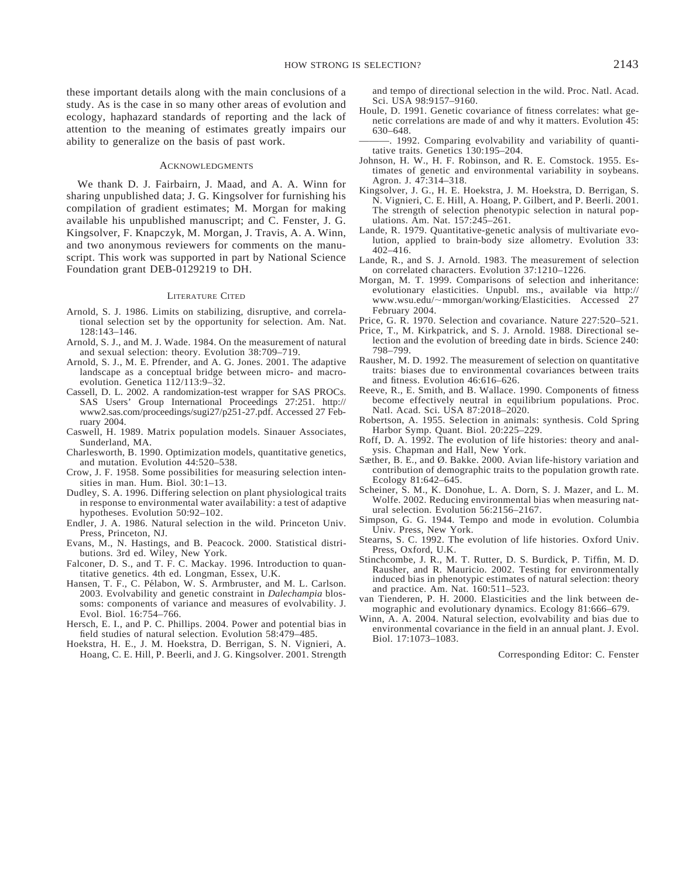these important details along with the main conclusions of a study. As is the case in so many other areas of evolution and ecology, haphazard standards of reporting and the lack of attention to the meaning of estimates greatly impairs our ability to generalize on the basis of past work.

## Acknowledgments

We thank D. J. Fairbairn, J. Maad, and A. A. Winn for sharing unpublished data; J. G. Kingsolver for furnishing his compilation of gradient estimates; M. Morgan for making available his unpublished manuscript; and C. Fenster, J. G. Kingsolver, F. Knapczyk, M. Morgan, J. Travis, A. A. Winn, and two anonymous reviewers for comments on the manuscript. This work was supported in part by National Science Foundation grant DEB-0129219 to DH.

## Literature Cited

Arnold, S. J. 1986. Limits on stabilizing, disruptive, and correlational selection set by the opportunity for selection. Am. Nat. 128:143–146.

Arnold, S. J., and M. J. Wade. 1984. On the measurement of natural and sexual selection: theory. Evolution 38:709–719.

Arnold, S. J., M. E. Pfrender, and A. G. Jones. 2001. The adaptive landscape as a conceptual bridge between micro- and macroevolution. Genetica 112/113:9–32.

Cassell, D. L. 2002. A randomization-test wrapper for SAS PROCs. SAS Users' Group International Proceedings 27:251. http://www2.sas.com/proceedings/sugi27/p251-27.pdf. Accessed 27 February 2004.

Caswell, H. 1989. Matrix population models. Sinauer Associates, Sunderland, MA.

Charlesworth, B. 1990. Optimization models, quantitative genetics, and mutation. Evolution 44:520–538.

Crow, J. F. 1958. Some possibilities for measuring selection intensities in man. Hum. Biol. 30:1–13.

Dudley, S. A. 1996. Differing selection on plant physiological traits in response to environmental water availability: a test of adaptive hypotheses. Evolution 50:92–102.

Endler, J. A. 1986. Natural selection in the wild. Princeton Univ. Press, Princeton, NJ.

Evans, M., N. Hastings, and B. Peacock. 2000. Statistical distributions. 3rd ed. Wiley, New York.

Falconer, D. S., and T. F. C. Mackay. 1996. Introduction to quantitative genetics. 4th ed. Longman, Essex, U.K.

Hansen, T. F., C. Pélabon, W. S. Armbruster, and M. L. Carlson. 2003. Evolvability and genetic constraint in *Dalechampia* blossoms: components of variance and measures of evolvability. J. Evol. Biol. 16:754–766.

Hersch, E. I., and P. C. Phillips. 2004. Power and potential bias in field studies of natural selection. Evolution 58:479–485.

Hoekstra, H. E., J. M. Hoekstra, D. Berrigan, S. N. Vignieri, A. Hoang, C. E. Hill, P. Beerli, and J. G. Kingsolver. 2001. Strength and tempo of directional selection in the wild. Proc. Natl. Acad. Sci. USA 98:9157–9160.

Houle, D. 1991. Genetic covariance of fitness correlates: what genetic correlations are made of and why it matters. Evolution 45: 630–648.

———. 1992. Comparing evolvability and variability of quantitative traits. Genetics 130:195–204.

Johnson, H. W., H. F. Robinson, and R. E. Comstock. 1955. Estimates of genetic and environmental variability in soybeans. Agron. J. 47:314–318.

Kingsolver, J. G., H. E. Hoekstra, J. M. Hoekstra, D. Berrigan, S. N. Vignieri, C. E. Hill, A. Hoang, P. Gilbert, and P. Beerli. 2001. The strength of selection phenotypic selection in natural populations. Am. Nat. 157:245–261.

Lande, R. 1979. Quantitative-genetic analysis of multivariate evolution, applied to brain-body size allometry. Evolution 33: 402–416.

Lande, R., and S. J. Arnold. 1983. The measurement of selection on correlated characters. Evolution 37:1210–1226.

Morgan, M. T. 1999. Comparisons of selection and inheritance: evolutionary elasticities. Unpubl. ms., available via http://www.wsu.edu/~mmorgan/working/Elasticities. Accessed 27 February 2004.

Price, G. R. 1970. Selection and covariance. Nature 227:520–521.

Price, T., M. Kirkpatrick, and S. J. Arnold. 1988. Directional selection and the evolution of breeding date in birds. Science 240: 798–799.

Rausher, M. D. 1992. The measurement of selection on quantitative traits: biases due to environmental covariances between traits and fitness. Evolution 46:616–626.

Reeve, R., E. Smith, and B. Wallace. 1990. Components of fitness become effectively neutral in equilibrium populations. Proc. Natl. Acad. Sci. USA 87:2018–2020.

Robertson, A. 1955. Selection in animals: synthesis. Cold Spring Harbor Symp. Quant. Biol. 20:225–229.

Roff, D. A. 1992. The evolution of life histories: theory and analysis. Chapman and Hall, New York.

Sæther, B. E., and Ø. Bakke. 2000. Avian life-history variation and contribution of demographic traits to the population growth rate. Ecology 81:642–645.

Scheiner, S. M., K. Donohue, L. A. Dorn, S. J. Mazer, and L. M. Wolfe. 2002. Reducing environmental bias when measuring natural selection. Evolution 56:2156–2167.

Simpson, G. G. 1944. Tempo and mode in evolution. Columbia Univ. Press, New York.

Stearns, S. C. 1992. The evolution of life histories. Oxford Univ. Press, Oxford, U.K.

Stinchcombe, J. R., M. T. Rutter, D. S. Burdick, P. Tiffin, M. D. Rausher, and R. Mauricio. 2002. Testing for environmentally induced bias in phenotypic estimates of natural selection: theory and practice. Am. Nat. 160:511–523.

van Tienderen, P. H. 2000. Elasticities and the link between demographic and evolutionary dynamics. Ecology 81:666–679.

Winn, A. A. 2004. Natural selection, evolvability and bias due to environmental covariance in the field in an annual plant. J. Evol. Biol. 17:1073–1083.

Corresponding Editor: C. Fenster